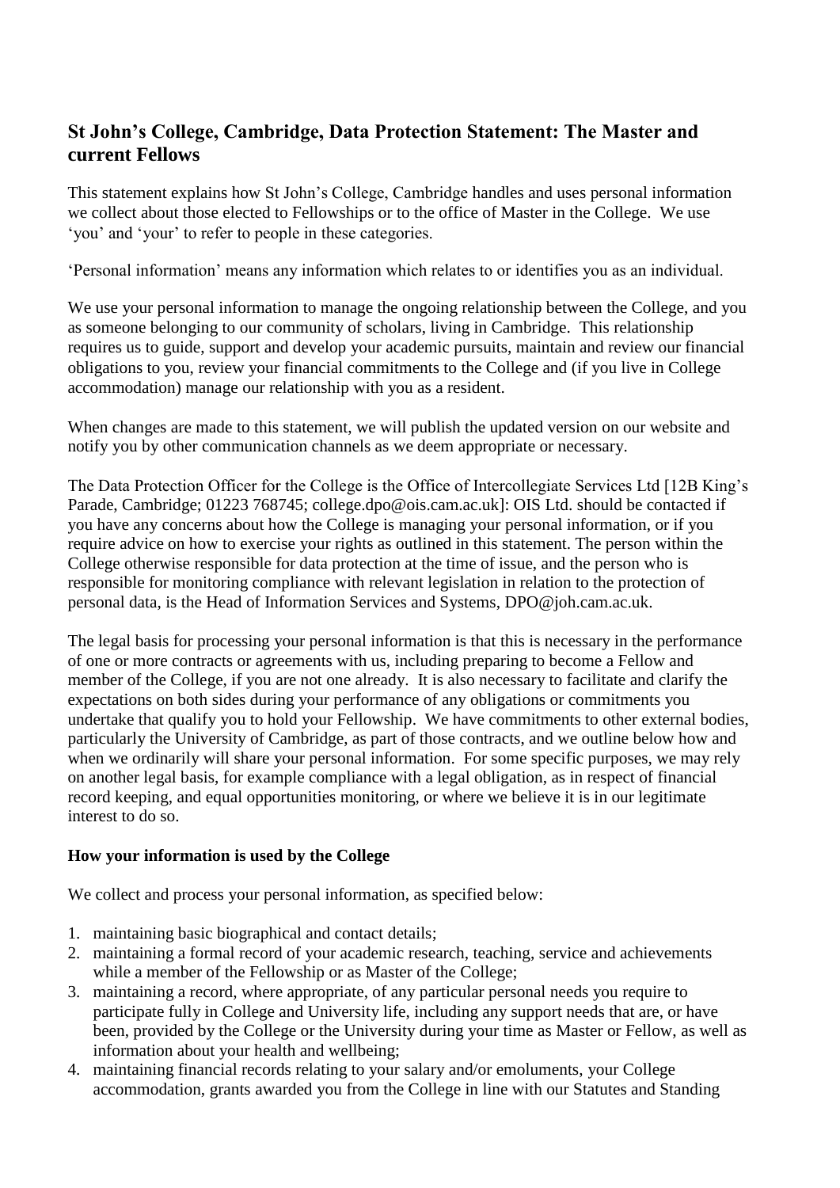## St John's College, Cambridge, Data Protection Statement: The Master and current Fellows

This statement explains how St John's College, Cambridge handles and uses personal information we collect about those elected to Fellowships or to the office of Master in the College. We use 'you' and 'your' to refer to people in these categories.

'Personal information' means any information which relates to or identifies you as an individual.

We use your personal information to manage the ongoing relationship between the College, and you as someone belonging to our community of scholars, living in Cambridge. This relationship requires us to guide, support and develop your academic pursuits, maintain and review our financial obligations to you, review your financial commitments to the College and (if you live in College accommodation) manage our relationship with you as a resident.

When changes are made to this statement, we will publish the updated version on our website and notify you by other communication channels as we deem appropriate or necessary.

The Data Protection Officer for the College is the Office of Intercollegiate Services Ltd [12B King's Parade, Cambridge; 01223 768745; college.dpo@ois.cam.ac.uk]: OIS Ltd. should be contacted if you have any concerns about how the College is managing your personal information, or if you require advice on how to exercise your rights as outlined in this statement. The person within the College otherwise responsible for data protection at the time of issue, and the person who is responsible for monitoring compliance with relevant legislation in relation to the protection of personal data, is the Head of Information Services and Systems, DPO@joh.cam.ac.uk.

The legal basis for processing your personal information is that this is necessary in the performance of one or more contracts or agreements with us, including preparing to become a Fellow and member of the College, if you are not one already. It is also necessary to facilitate and clarify the expectations on both sides during your performance of any obligations or commitments you undertake that qualify you to hold your Fellowship. We have commitments to other external bodies, particularly the University of Cambridge, as part of those contracts, and we outline below how and when we ordinarily will share your personal information. For some specific purposes, we may rely on another legal basis, for example compliance with a legal obligation, as in respect of financial record keeping, and equal opportunities monitoring, or where we believe it is in our legitimate interest to do so.

**How your information is used by the College**

We collect and process your personal information, as specified below:

1. maintaining basic biographical and contact details;
2. maintaining a formal record of your academic research, teaching, service and achievements while a member of the Fellowship or as Master of the College;
3. maintaining a record, where appropriate, of any particular personal needs you require to participate fully in College and University life, including any support needs that are, or have been, provided by the College or the University during your time as Master or Fellow, as well as information about your health and wellbeing;
4. maintaining financial records relating to your salary and/or emoluments, your College accommodation, grants awarded you from the College in line with our Statutes and Standing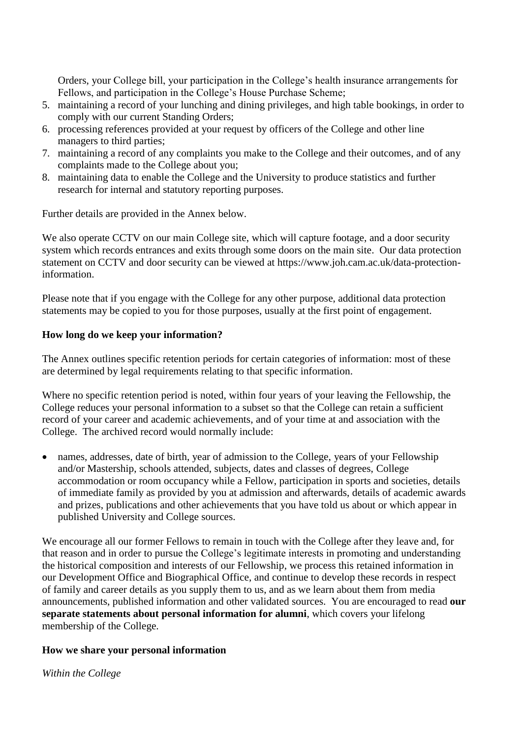Orders, your College bill, your participation in the College's health insurance arrangements for Fellows, and participation in the College's House Purchase Scheme;

5. maintaining a record of your lunching and dining privileges, and high table bookings, in order to comply with our current Standing Orders;
6. processing references provided at your request by officers of the College and other line managers to third parties;
7. maintaining a record of any complaints you make to the College and their outcomes, and of any complaints made to the College about you;
8. maintaining data to enable the College and the University to produce statistics and further research for internal and statutory reporting purposes.

Further details are provided in the Annex below.

We also operate CCTV on our main College site, which will capture footage, and a door security system which records entrances and exits through some doors on the main site. Our data protection statement on CCTV and door security can be viewed at https://www.joh.cam.ac.uk/data-protection-information.

Please note that if you engage with the College for any other purpose, additional data protection statements may be copied to you for those purposes, usually at the first point of engagement.

**How long do we keep your information?**

The Annex outlines specific retention periods for certain categories of information: most of these are determined by legal requirements relating to that specific information.

Where no specific retention period is noted, within four years of your leaving the Fellowship, the College reduces your personal information to a subset so that the College can retain a sufficient record of your career and academic achievements, and of your time at and association with the College. The archived record would normally include:

- names, addresses, date of birth, year of admission to the College, years of your Fellowship and/or Mastership, schools attended, subjects, dates and classes of degrees, College accommodation or room occupancy while a Fellow, participation in sports and societies, details of immediate family as provided by you at admission and afterwards, details of academic awards and prizes, publications and other achievements that you have told us about or which appear in published University and College sources.

We encourage all our former Fellows to remain in touch with the College after they leave and, for that reason and in order to pursue the College's legitimate interests in promoting and understanding the historical composition and interests of our Fellowship, we process this retained information in our Development Office and Biographical Office, and continue to develop these records in respect of family and career details as you supply them to us, and as we learn about them from media announcements, published information and other validated sources. You are encouraged to read **our separate statements about personal information for alumni**, which covers your lifelong membership of the College.

**How we share your personal information**

*Within the College*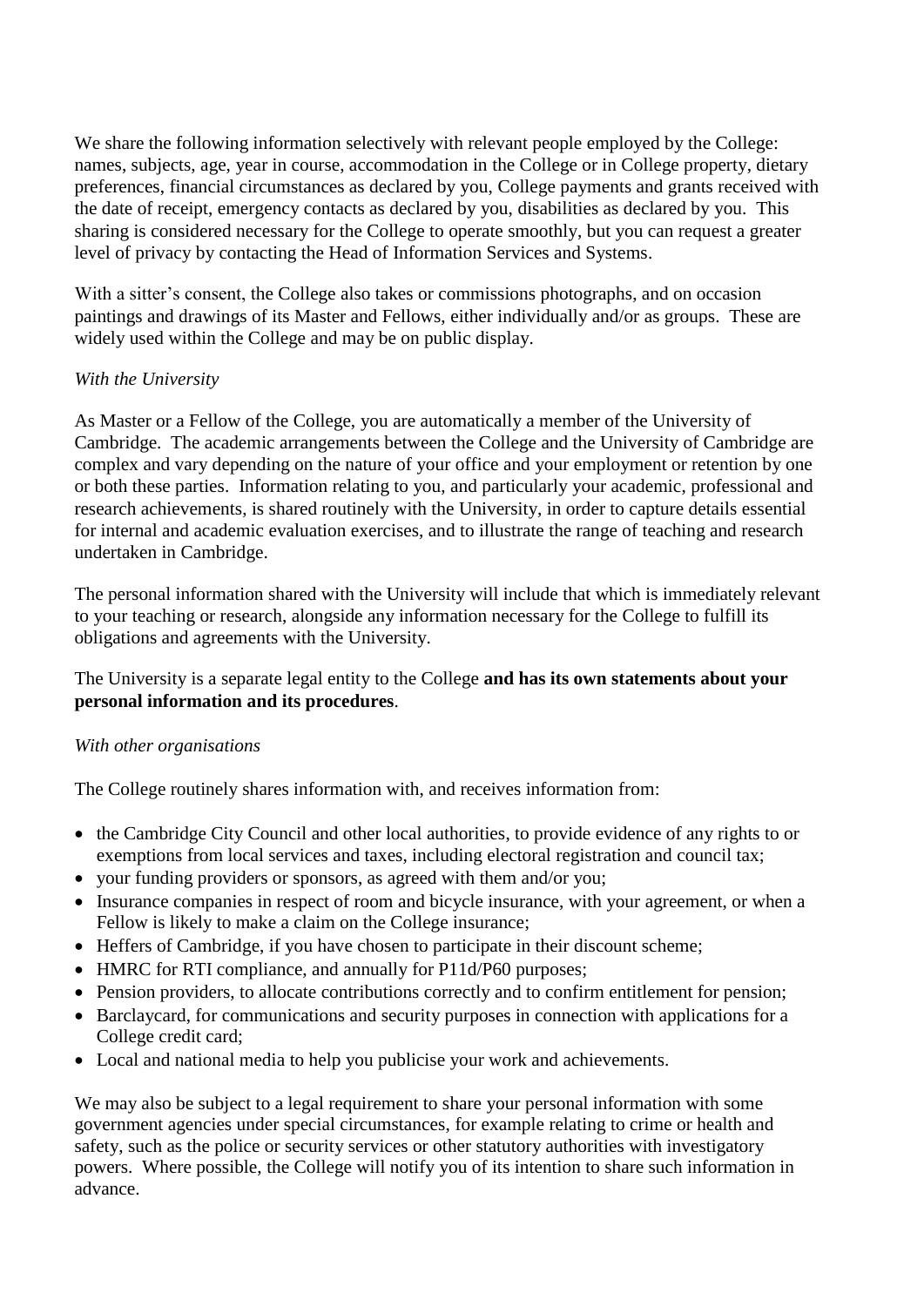We share the following information selectively with relevant people employed by the College: names, subjects, age, year in course, accommodation in the College or in College property, dietary preferences, financial circumstances as declared by you, College payments and grants received with the date of receipt, emergency contacts as declared by you, disabilities as declared by you. This sharing is considered necessary for the College to operate smoothly, but you can request a greater level of privacy by contacting the Head of Information Services and Systems.

With a sitter's consent, the College also takes or commissions photographs, and on occasion paintings and drawings of its Master and Fellows, either individually and/or as groups. These are widely used within the College and may be on public display.

*With the University*

As Master or a Fellow of the College, you are automatically a member of the University of Cambridge. The academic arrangements between the College and the University of Cambridge are complex and vary depending on the nature of your office and your employment or retention by one or both these parties. Information relating to you, and particularly your academic, professional and research achievements, is shared routinely with the University, in order to capture details essential for internal and academic evaluation exercises, and to illustrate the range of teaching and research undertaken in Cambridge.

The personal information shared with the University will include that which is immediately relevant to your teaching or research, alongside any information necessary for the College to fulfill its obligations and agreements with the University.

The University is a separate legal entity to the College **and has its own statements about your personal information and its procedures**.

*With other organisations*

The College routinely shares information with, and receives information from:

- the Cambridge City Council and other local authorities, to provide evidence of any rights to or exemptions from local services and taxes, including electoral registration and council tax;
- your funding providers or sponsors, as agreed with them and/or you;
- Insurance companies in respect of room and bicycle insurance, with your agreement, or when a Fellow is likely to make a claim on the College insurance;
- Heffers of Cambridge, if you have chosen to participate in their discount scheme;
- HMRC for RTI compliance, and annually for P11d/P60 purposes;
- Pension providers, to allocate contributions correctly and to confirm entitlement for pension;
- Barclaycard, for communications and security purposes in connection with applications for a College credit card;
- Local and national media to help you publicise your work and achievements.

We may also be subject to a legal requirement to share your personal information with some government agencies under special circumstances, for example relating to crime or health and safety, such as the police or security services or other statutory authorities with investigatory powers. Where possible, the College will notify you of its intention to share such information in advance.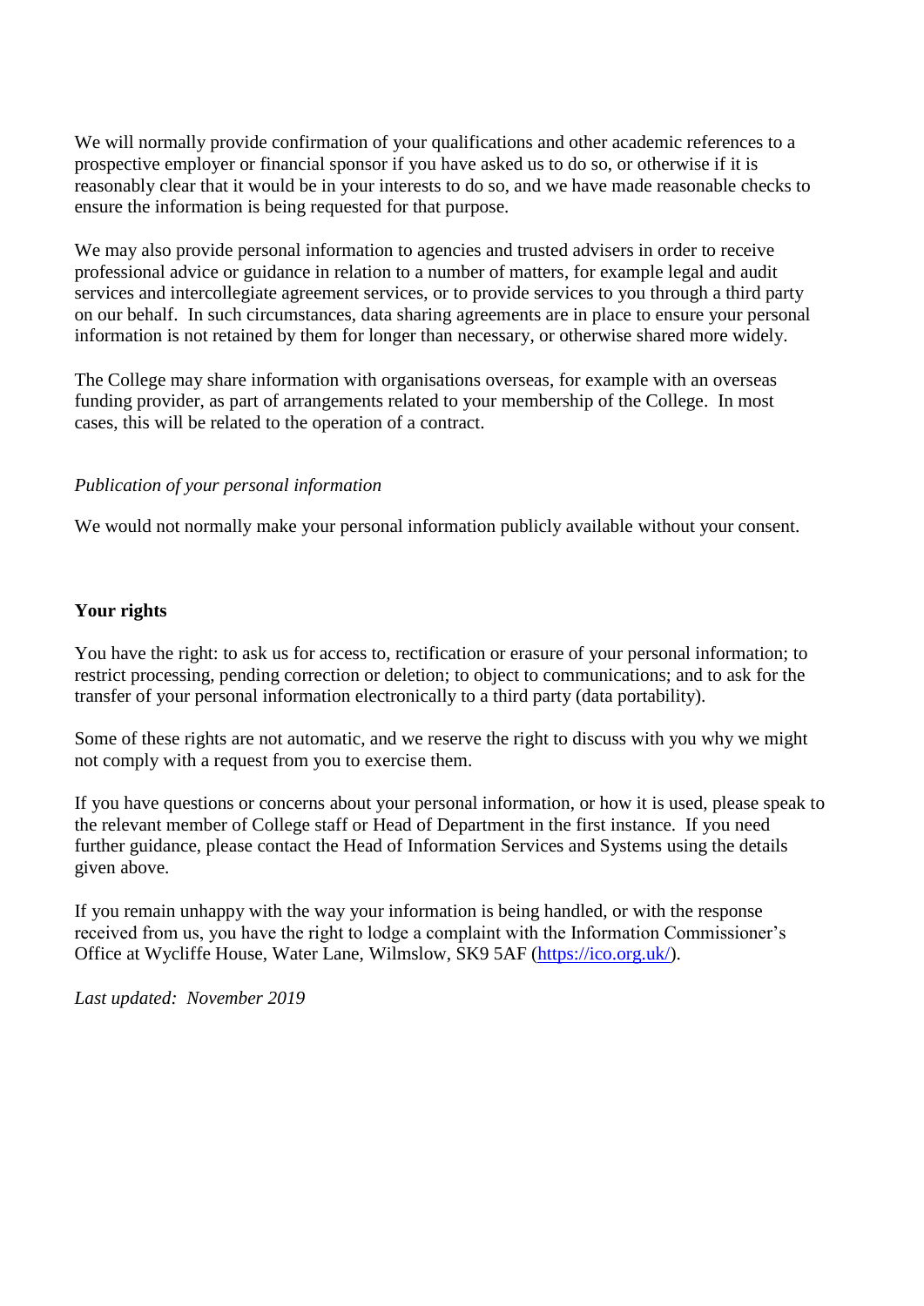We will normally provide confirmation of your qualifications and other academic references to a prospective employer or financial sponsor if you have asked us to do so, or otherwise if it is reasonably clear that it would be in your interests to do so, and we have made reasonable checks to ensure the information is being requested for that purpose.

We may also provide personal information to agencies and trusted advisers in order to receive professional advice or guidance in relation to a number of matters, for example legal and audit services and intercollegiate agreement services, or to provide services to you through a third party on our behalf. In such circumstances, data sharing agreements are in place to ensure your personal information is not retained by them for longer than necessary, or otherwise shared more widely.

The College may share information with organisations overseas, for example with an overseas funding provider, as part of arrangements related to your membership of the College. In most cases, this will be related to the operation of a contract.

*Publication of your personal information*

We would not normally make your personal information publicly available without your consent.

**Your rights**

You have the right: to ask us for access to, rectification or erasure of your personal information; to restrict processing, pending correction or deletion; to object to communications; and to ask for the transfer of your personal information electronically to a third party (data portability).

Some of these rights are not automatic, and we reserve the right to discuss with you why we might not comply with a request from you to exercise them.

If you have questions or concerns about your personal information, or how it is used, please speak to the relevant member of College staff or Head of Department in the first instance. If you need further guidance, please contact the Head of Information Services and Systems using the details given above.

If you remain unhappy with the way your information is being handled, or with the response received from us, you have the right to lodge a complaint with the Information Commissioner's Office at Wycliffe House, Water Lane, Wilmslow, SK9 5AF (https://ico.org.uk/).

*Last updated: November 2019*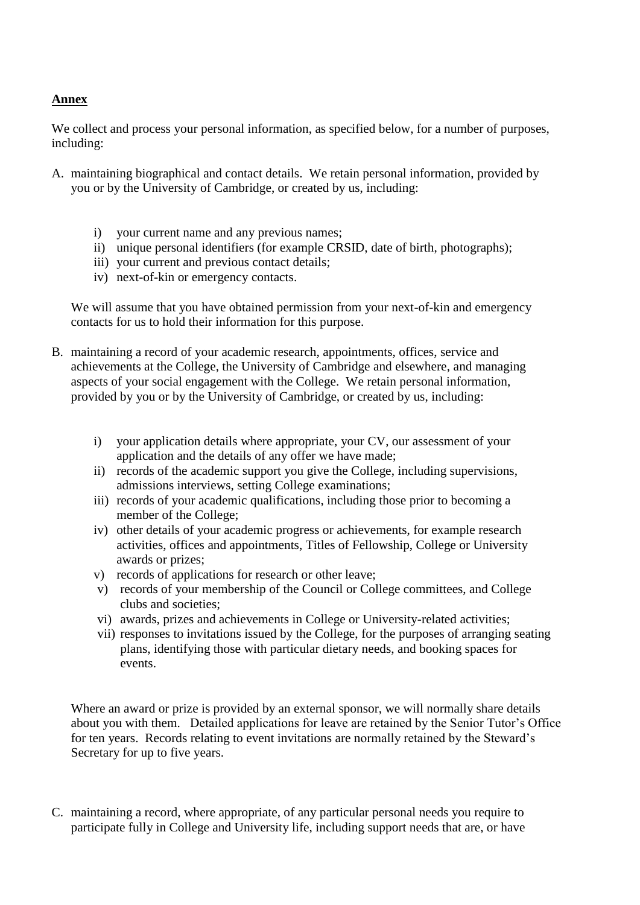**Annex**

We collect and process your personal information, as specified below, for a number of purposes, including:

A. maintaining biographical and contact details. We retain personal information, provided by you or by the University of Cambridge, or created by us, including:

   i) your current name and any previous names;
   ii) unique personal identifiers (for example CRSID, date of birth, photographs);
   iii) your current and previous contact details;
   iv) next-of-kin or emergency contacts.

   We will assume that you have obtained permission from your next-of-kin and emergency contacts for us to hold their information for this purpose.

B. maintaining a record of your academic research, appointments, offices, service and achievements at the College, the University of Cambridge and elsewhere, and managing aspects of your social engagement with the College. We retain personal information, provided by you or by the University of Cambridge, or created by us, including:

   i) your application details where appropriate, your CV, our assessment of your application and the details of any offer we have made;
   ii) records of the academic support you give the College, including supervisions, admissions interviews, setting College examinations;
   iii) records of your academic qualifications, including those prior to becoming a member of the College;
   iv) other details of your academic progress or achievements, for example research activities, offices and appointments, Titles of Fellowship, College or University awards or prizes;
   v) records of applications for research or other leave;
   v) records of your membership of the Council or College committees, and College clubs and societies;
   vi) awards, prizes and achievements in College or University-related activities;
   vii) responses to invitations issued by the College, for the purposes of arranging seating plans, identifying those with particular dietary needs, and booking spaces for events.

   Where an award or prize is provided by an external sponsor, we will normally share details about you with them. Detailed applications for leave are retained by the Senior Tutor's Office for ten years. Records relating to event invitations are normally retained by the Steward's Secretary for up to five years.

C. maintaining a record, where appropriate, of any particular personal needs you require to participate fully in College and University life, including support needs that are, or have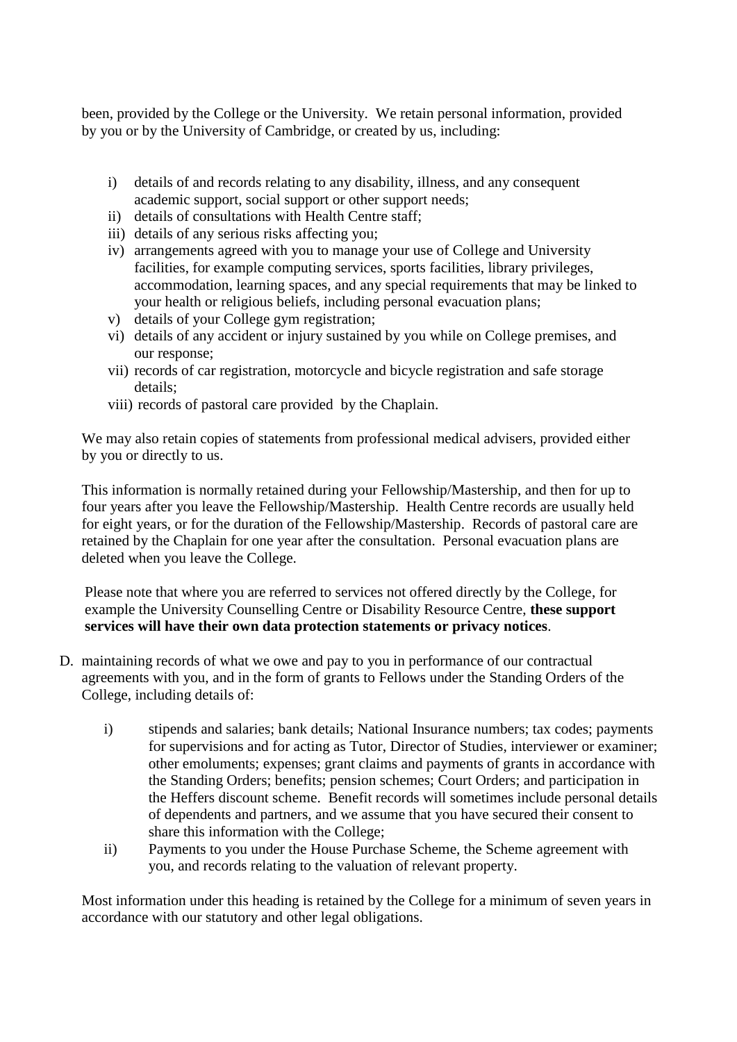been, provided by the College or the University. We retain personal information, provided by you or by the University of Cambridge, or created by us, including:

i) details of and records relating to any disability, illness, and any consequent academic support, social support or other support needs;
ii) details of consultations with Health Centre staff;
iii) details of any serious risks affecting you;
iv) arrangements agreed with you to manage your use of College and University facilities, for example computing services, sports facilities, library privileges, accommodation, learning spaces, and any special requirements that may be linked to your health or religious beliefs, including personal evacuation plans;
v) details of your College gym registration;
vi) details of any accident or injury sustained by you while on College premises, and our response;
vii) records of car registration, motorcycle and bicycle registration and safe storage details;
viii) records of pastoral care provided by the Chaplain.

We may also retain copies of statements from professional medical advisers, provided either by you or directly to us.

This information is normally retained during your Fellowship/Mastership, and then for up to four years after you leave the Fellowship/Mastership. Health Centre records are usually held for eight years, or for the duration of the Fellowship/Mastership. Records of pastoral care are retained by the Chaplain for one year after the consultation. Personal evacuation plans are deleted when you leave the College.

Please note that where you are referred to services not offered directly by the College, for example the University Counselling Centre or Disability Resource Centre, **these support services will have their own data protection statements or privacy notices**.

D. maintaining records of what we owe and pay to you in performance of our contractual agreements with you, and in the form of grants to Fellows under the Standing Orders of the College, including details of:

i) stipends and salaries; bank details; National Insurance numbers; tax codes; payments for supervisions and for acting as Tutor, Director of Studies, interviewer or examiner; other emoluments; expenses; grant claims and payments of grants in accordance with the Standing Orders; benefits; pension schemes; Court Orders; and participation in the Heffers discount scheme. Benefit records will sometimes include personal details of dependents and partners, and we assume that you have secured their consent to share this information with the College;
ii) Payments to you under the House Purchase Scheme, the Scheme agreement with you, and records relating to the valuation of relevant property.

Most information under this heading is retained by the College for a minimum of seven years in accordance with our statutory and other legal obligations.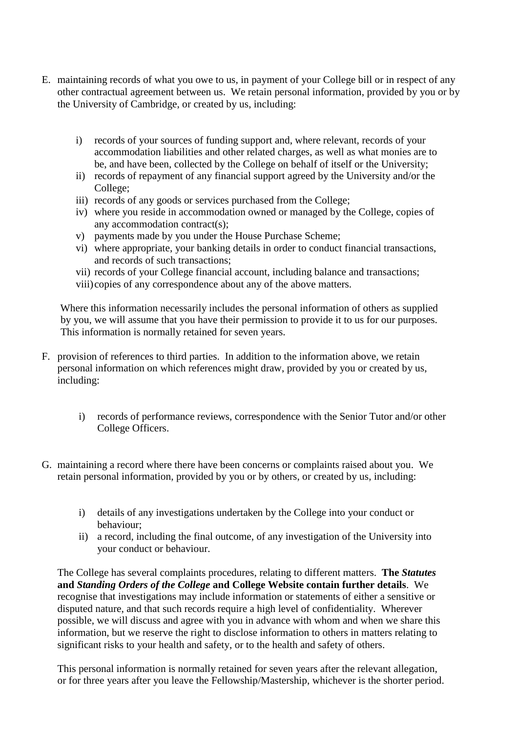E. maintaining records of what you owe to us, in payment of your College bill or in respect of any other contractual agreement between us. We retain personal information, provided by you or by the University of Cambridge, or created by us, including:

   i) records of your sources of funding support and, where relevant, records of your accommodation liabilities and other related charges, as well as what monies are to be, and have been, collected by the College on behalf of itself or the University;
   ii) records of repayment of any financial support agreed by the University and/or the College;
   iii) records of any goods or services purchased from the College;
   iv) where you reside in accommodation owned or managed by the College, copies of any accommodation contract(s);
   v) payments made by you under the House Purchase Scheme;
   vi) where appropriate, your banking details in order to conduct financial transactions, and records of such transactions;
   vii) records of your College financial account, including balance and transactions;
   viii) copies of any correspondence about any of the above matters.

   Where this information necessarily includes the personal information of others as supplied by you, we will assume that you have their permission to provide it to us for our purposes. This information is normally retained for seven years.

F. provision of references to third parties. In addition to the information above, we retain personal information on which references might draw, provided by you or created by us, including:

   i) records of performance reviews, correspondence with the Senior Tutor and/or other College Officers.

G. maintaining a record where there have been concerns or complaints raised about you. We retain personal information, provided by you or by others, or created by us, including:

   i) details of any investigations undertaken by the College into your conduct or behaviour;
   ii) a record, including the final outcome, of any investigation of the University into your conduct or behaviour.

   The College has several complaints procedures, relating to different matters. **The *Statutes* and *Standing Orders of the College* and College Website contain further details**. We recognise that investigations may include information or statements of either a sensitive or disputed nature, and that such records require a high level of confidentiality. Wherever possible, we will discuss and agree with you in advance with whom and when we share this information, but we reserve the right to disclose information to others in matters relating to significant risks to your health and safety, or to the health and safety of others.

   This personal information is normally retained for seven years after the relevant allegation, or for three years after you leave the Fellowship/Mastership, whichever is the shorter period.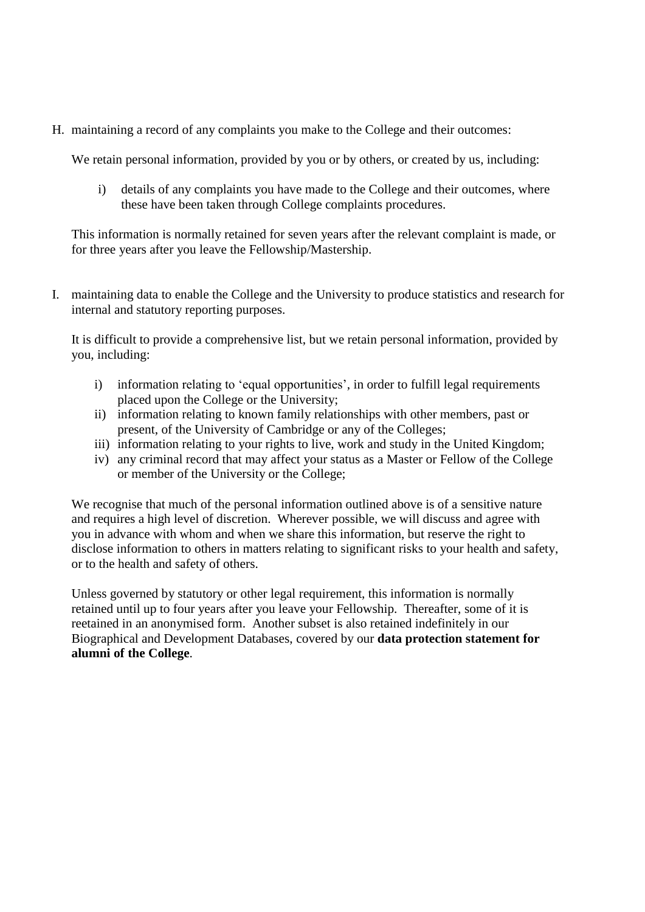H. maintaining a record of any complaints you make to the College and their outcomes:

   We retain personal information, provided by you or by others, or created by us, including:

   i) details of any complaints you have made to the College and their outcomes, where these have been taken through College complaints procedures.

   This information is normally retained for seven years after the relevant complaint is made, or for three years after you leave the Fellowship/Mastership.

I. maintaining data to enable the College and the University to produce statistics and research for internal and statutory reporting purposes.

   It is difficult to provide a comprehensive list, but we retain personal information, provided by you, including:

   i) information relating to 'equal opportunities', in order to fulfill legal requirements placed upon the College or the University;
   ii) information relating to known family relationships with other members, past or present, of the University of Cambridge or any of the Colleges;
   iii) information relating to your rights to live, work and study in the United Kingdom;
   iv) any criminal record that may affect your status as a Master or Fellow of the College or member of the University or the College;

   We recognise that much of the personal information outlined above is of a sensitive nature and requires a high level of discretion. Wherever possible, we will discuss and agree with you in advance with whom and when we share this information, but reserve the right to disclose information to others in matters relating to significant risks to your health and safety, or to the health and safety of others.

   Unless governed by statutory or other legal requirement, this information is normally retained until up to four years after you leave your Fellowship. Thereafter, some of it is reetained in an anonymised form. Another subset is also retained indefinitely in our Biographical and Development Databases, covered by our **data protection statement for alumni of the College**.